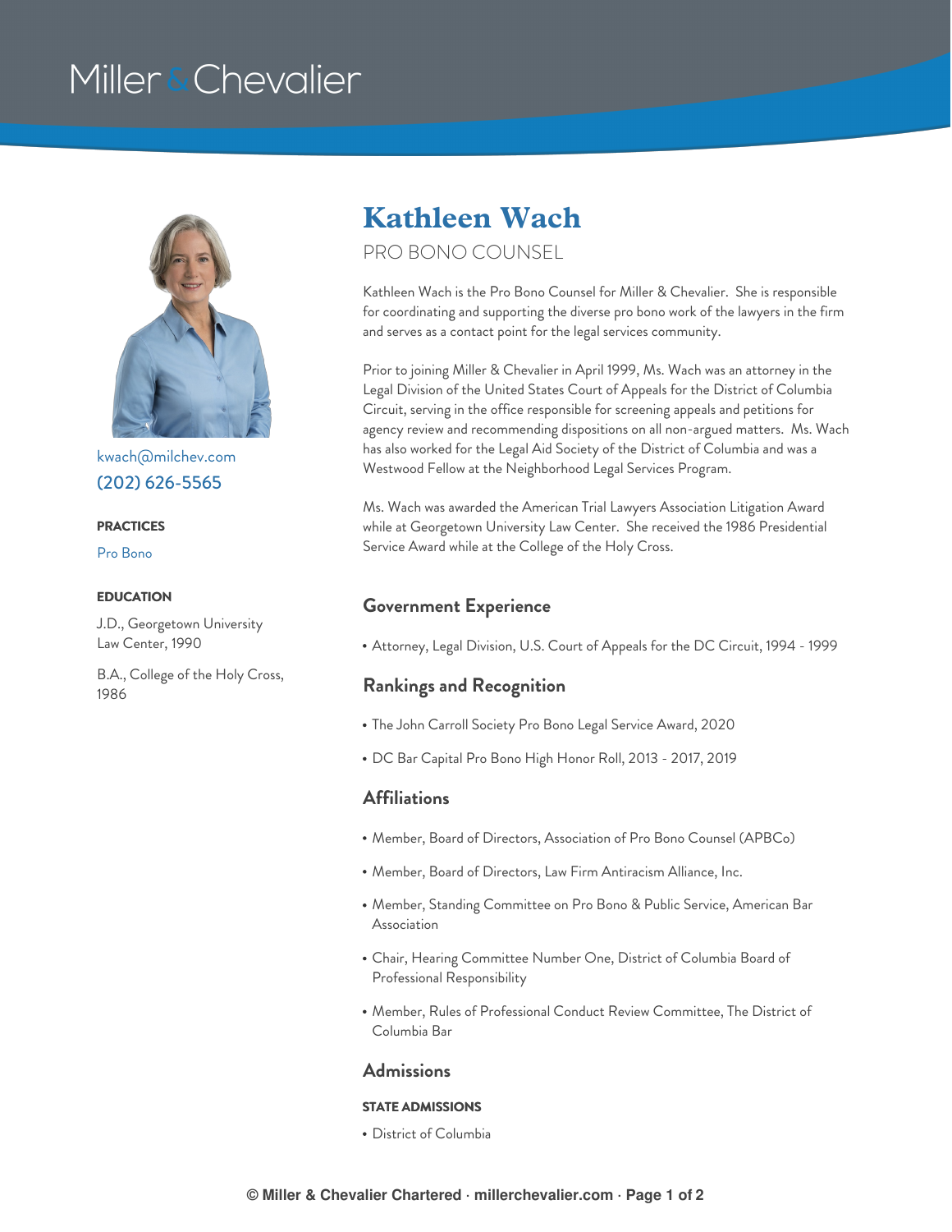# Kathleen Wach

PRO BONO COUNSEL

kwach@milchev.com
(202) 626-5565

**PRACTICES**

Pro Bono

**EDUCATION**

J.D., Georgetown University Law Center, 1990

B.A., College of the Holy Cross, 1986

Kathleen Wach is the Pro Bono Counsel for Miller & Chevalier. She is responsible for coordinating and supporting the diverse pro bono work of the lawyers in the firm and serves as a contact point for the legal services community.

Prior to joining Miller & Chevalier in April 1999, Ms. Wach was an attorney in the Legal Division of the United States Court of Appeals for the District of Columbia Circuit, serving in the office responsible for screening appeals and petitions for agency review and recommending dispositions on all non-argued matters. Ms. Wach has also worked for the Legal Aid Society of the District of Columbia and was a Westwood Fellow at the Neighborhood Legal Services Program.

Ms. Wach was awarded the American Trial Lawyers Association Litigation Award while at Georgetown University Law Center. She received the 1986 Presidential Service Award while at the College of the Holy Cross.

## Government Experience

- Attorney, Legal Division, U.S. Court of Appeals for the DC Circuit, 1994 - 1999

## Rankings and Recognition

- The John Carroll Society Pro Bono Legal Service Award, 2020
- DC Bar Capital Pro Bono High Honor Roll, 2013 - 2017, 2019

## Affiliations

- Member, Board of Directors, Association of Pro Bono Counsel (APBCo)
- Member, Board of Directors, Law Firm Antiracism Alliance, Inc.
- Member, Standing Committee on Pro Bono & Public Service, American Bar Association
- Chair, Hearing Committee Number One, District of Columbia Board of Professional Responsibility
- Member, Rules of Professional Conduct Review Committee, The District of Columbia Bar

## Admissions

**STATE ADMISSIONS**

- District of Columbia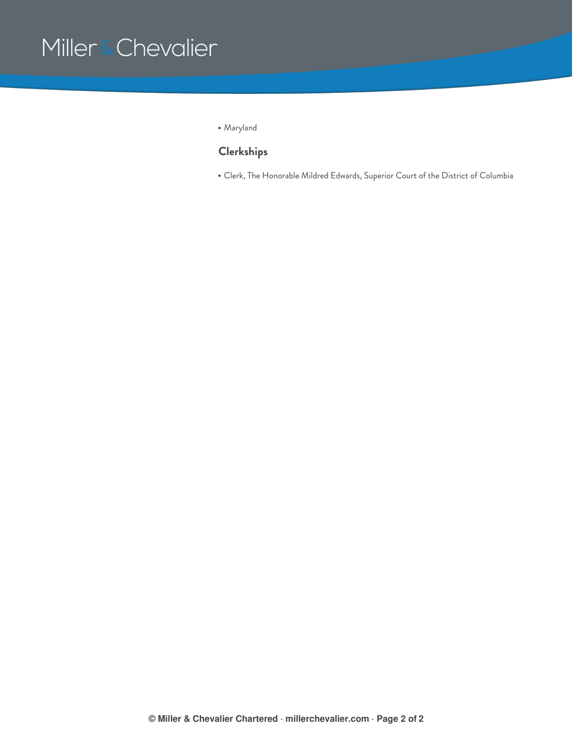- Maryland

## Clerkships

- Clerk, The Honorable Mildred Edwards, Superior Court of the District of Columbia